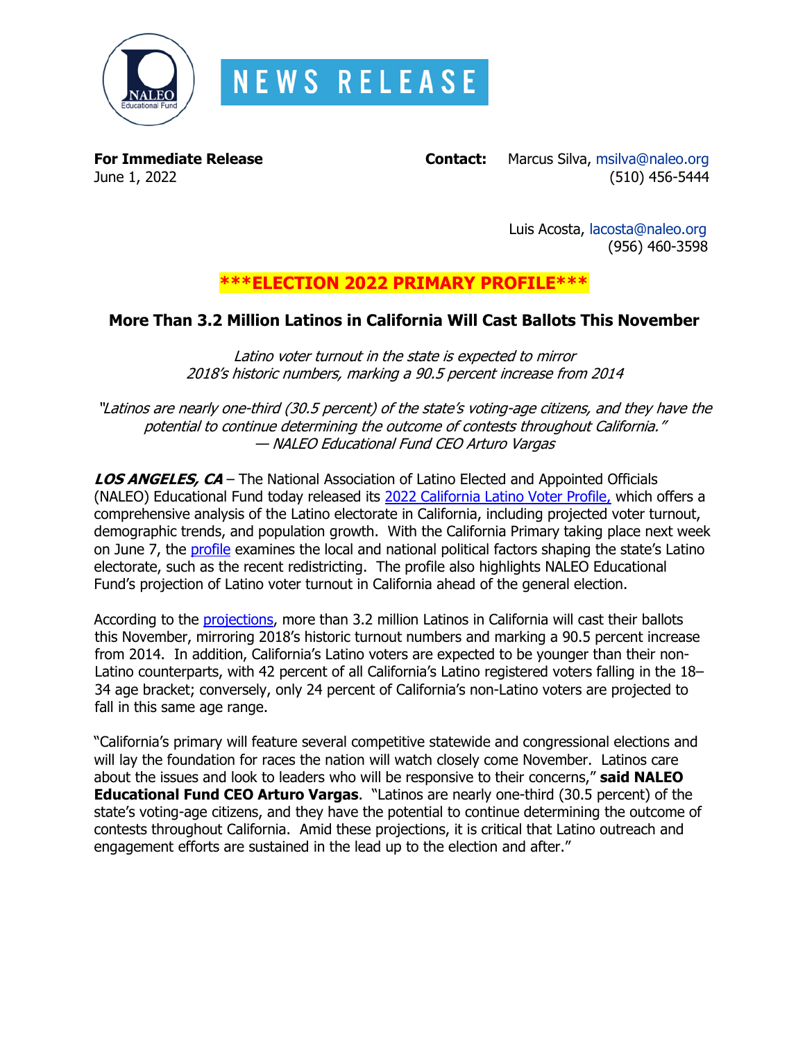NEWS RELEASE

**For Immediate Release**
June 1, 2022

**Contact:** Marcus Silva, msilva@naleo.org
(510) 456-5444

Luis Acosta, lacosta@naleo.org
(956) 460-3598

**\*\*\*ELECTION 2022 PRIMARY PROFILE\*\*\***

## More Than 3.2 Million Latinos in California Will Cast Ballots This November

*Latino voter turnout in the state is expected to mirror 2018's historic numbers, marking a 90.5 percent increase from 2014*

*"Latinos are nearly one-third (30.5 percent) of the state's voting-age citizens, and they have the potential to continue determining the outcome of contests throughout California."*
*— NALEO Educational Fund CEO Arturo Vargas*

***LOS ANGELES, CA*** – The National Association of Latino Elected and Appointed Officials (NALEO) Educational Fund today released its 2022 California Latino Voter Profile, which offers a comprehensive analysis of the Latino electorate in California, including projected voter turnout, demographic trends, and population growth. With the California Primary taking place next week on June 7, the profile examines the local and national political factors shaping the state's Latino electorate, such as the recent redistricting. The profile also highlights NALEO Educational Fund's projection of Latino voter turnout in California ahead of the general election.

According to the projections, more than 3.2 million Latinos in California will cast their ballots this November, mirroring 2018's historic turnout numbers and marking a 90.5 percent increase from 2014. In addition, California's Latino voters are expected to be younger than their non-Latino counterparts, with 42 percent of all California's Latino registered voters falling in the 18–34 age bracket; conversely, only 24 percent of California's non-Latino voters are projected to fall in this same age range.

"California's primary will feature several competitive statewide and congressional elections and will lay the foundation for races the nation will watch closely come November. Latinos care about the issues and look to leaders who will be responsive to their concerns," **said NALEO Educational Fund CEO Arturo Vargas**. "Latinos are nearly one-third (30.5 percent) of the state's voting-age citizens, and they have the potential to continue determining the outcome of contests throughout California. Amid these projections, it is critical that Latino outreach and engagement efforts are sustained in the lead up to the election and after."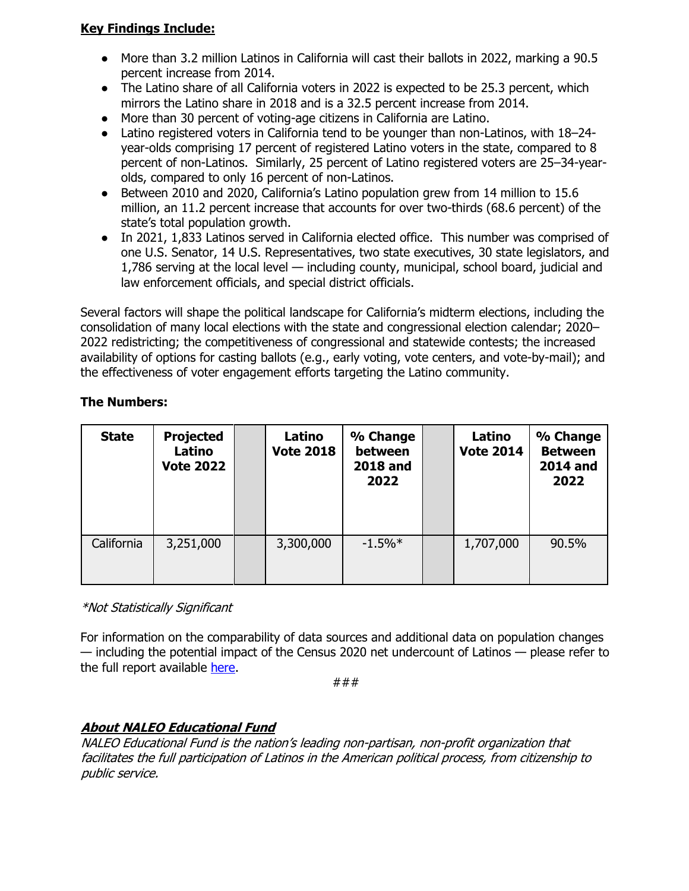**Key Findings Include:**

- More than 3.2 million Latinos in California will cast their ballots in 2022, marking a 90.5 percent increase from 2014.
- The Latino share of all California voters in 2022 is expected to be 25.3 percent, which mirrors the Latino share in 2018 and is a 32.5 percent increase from 2014.
- More than 30 percent of voting-age citizens in California are Latino.
- Latino registered voters in California tend to be younger than non-Latinos, with 18–24-year-olds comprising 17 percent of registered Latino voters in the state, compared to 8 percent of non-Latinos. Similarly, 25 percent of Latino registered voters are 25–34-year-olds, compared to only 16 percent of non-Latinos.
- Between 2010 and 2020, California's Latino population grew from 14 million to 15.6 million, an 11.2 percent increase that accounts for over two-thirds (68.6 percent) of the state's total population growth.
- In 2021, 1,833 Latinos served in California elected office. This number was comprised of one U.S. Senator, 14 U.S. Representatives, two state executives, 30 state legislators, and 1,786 serving at the local level — including county, municipal, school board, judicial and law enforcement officials, and special district officials.

Several factors will shape the political landscape for California's midterm elections, including the consolidation of many local elections with the state and congressional election calendar; 2020–2022 redistricting; the competitiveness of congressional and statewide contests; the increased availability of options for casting ballots (e.g., early voting, vote centers, and vote-by-mail); and the effectiveness of voter engagement efforts targeting the Latino community.

**The Numbers:**

| State | Projected Latino Vote 2022 | | Latino Vote 2018 | % Change between 2018 and 2022 | | Latino Vote 2014 | % Change Between 2014 and 2022 |
|---|---|---|---|---|---|---|---|
| California | 3,251,000 | | 3,300,000 | -1.5%* | | 1,707,000 | 90.5% |

*\*Not Statistically Significant*

For information on the comparability of data sources and additional data on population changes — including the potential impact of the Census 2020 net undercount of Latinos — please refer to the full report available here.

###

***About NALEO Educational Fund***

*NALEO Educational Fund is the nation's leading non-partisan, non-profit organization that facilitates the full participation of Latinos in the American political process, from citizenship to public service.*